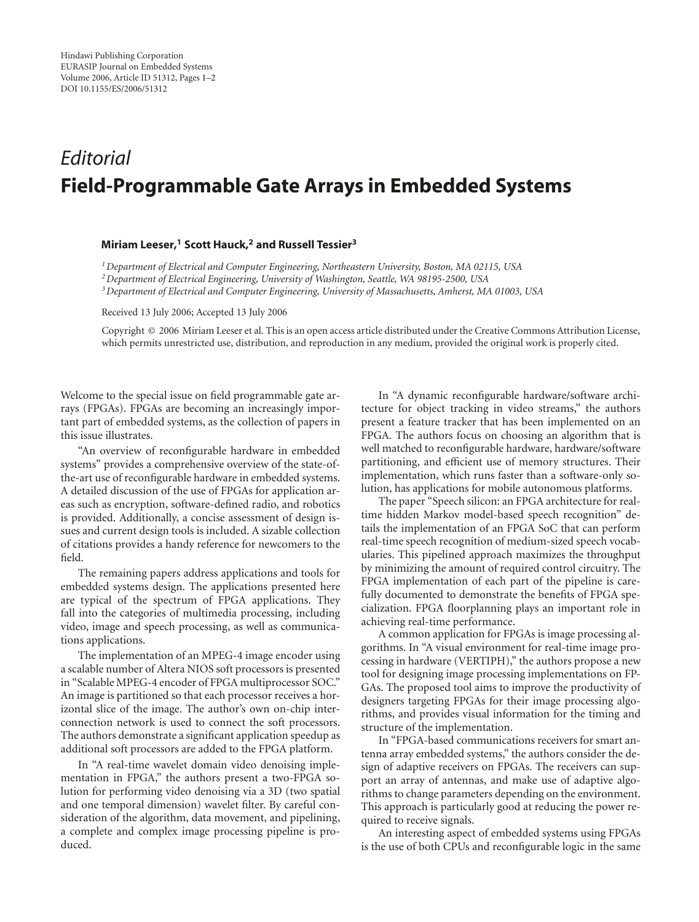*Editorial*

# Field-Programmable Gate Arrays in Embedded Systems

**Miriam Leeser,[1] Scott Hauck,[2] and Russell Tessier[3]**

[1] *Department of Electrical and Computer Engineering, Northeastern University, Boston, MA 02115, USA*
[2] *Department of Electrical Engineering, University of Washington, Seattle, WA 98195-2500, USA*
[3] *Department of Electrical and Computer Engineering, University of Massachusetts, Amherst, MA 01003, USA*

Received 13 July 2006; Accepted 13 July 2006

Copyright © 2006 Miriam Leeser et al. This is an open access article distributed under the Creative Commons Attribution License, which permits unrestricted use, distribution, and reproduction in any medium, provided the original work is properly cited.

Welcome to the special issue on field programmable gate arrays (FPGAs). FPGAs are becoming an increasingly important part of embedded systems, as the collection of papers in this issue illustrates.

"An overview of reconfigurable hardware in embedded systems" provides a comprehensive overview of the state-of-the-art use of reconfigurable hardware in embedded systems. A detailed discussion of the use of FPGAs for application areas such as encryption, software-defined radio, and robotics is provided. Additionally, a concise assessment of design issues and current design tools is included. A sizable collection of citations provides a handy reference for newcomers to the field.

The remaining papers address applications and tools for embedded systems design. The applications presented here are typical of the spectrum of FPGA applications. They fall into the categories of multimedia processing, including video, image and speech processing, as well as communications applications.

The implementation of an MPEG-4 image encoder using a scalable number of Altera NIOS soft processors is presented in "Scalable MPEG-4 encoder of FPGA multiprocessor SOC." An image is partitioned so that each processor receives a horizontal slice of the image. The author's own on-chip interconnection network is used to connect the soft processors. The authors demonstrate a significant application speedup as additional soft processors are added to the FPGA platform.

In "A real-time wavelet domain video denoising implementation in FPGA," the authors present a two-FPGA solution for performing video denoising via a 3D (two spatial and one temporal dimension) wavelet filter. By careful consideration of the algorithm, data movement, and pipelining, a complete and complex image processing pipeline is produced.

In "A dynamic reconfigurable hardware/software architecture for object tracking in video streams," the authors present a feature tracker that has been implemented on an FPGA. The authors focus on choosing an algorithm that is well matched to reconfigurable hardware, hardware/software partitioning, and efficient use of memory structures. Their implementation, which runs faster than a software-only solution, has applications for mobile autonomous platforms.

The paper "Speech silicon: an FPGA architecture for real-time hidden Markov model-based speech recognition" details the implementation of an FPGA SoC that can perform real-time speech recognition of medium-sized speech vocabularies. This pipelined approach maximizes the throughput by minimizing the amount of required control circuitry. The FPGA implementation of each part of the pipeline is carefully documented to demonstrate the benefits of FPGA specialization. FPGA floorplanning plays an important role in achieving real-time performance.

A common application for FPGAs is image processing algorithms. In "A visual environment for real-time image processing in hardware (VERTIPH)," the authors propose a new tool for designing image processing implementations on FPGAs. The proposed tool aims to improve the productivity of designers targeting FPGAs for their image processing algorithms, and provides visual information for the timing and structure of the implementation.

In "FPGA-based communications receivers for smart antenna array embedded systems," the authors consider the design of adaptive receivers on FPGAs. The receivers can support an array of antennas, and make use of adaptive algorithms to change parameters depending on the environment. This approach is particularly good at reducing the power required to receive signals.

An interesting aspect of embedded systems using FPGAs is the use of both CPUs and reconfigurable logic in the same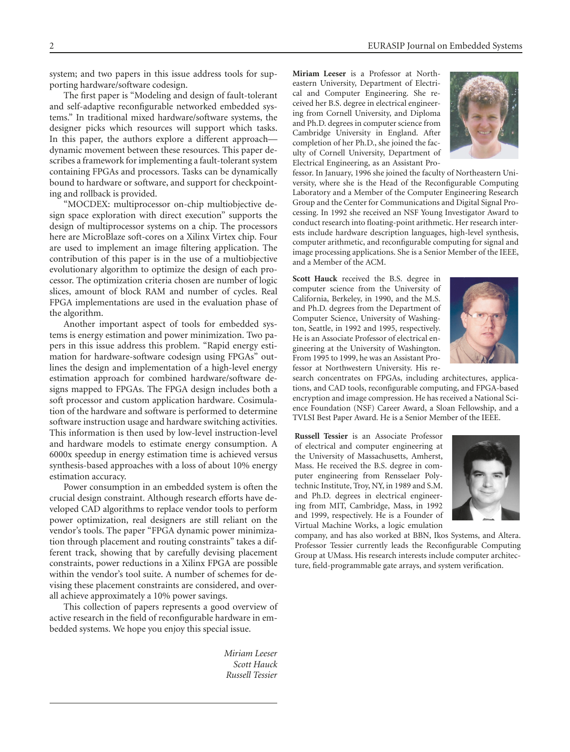system; and two papers in this issue address tools for supporting hardware/software codesign.

The first paper is "Modeling and design of fault-tolerant and self-adaptive reconfigurable networked embedded systems." In traditional mixed hardware/software systems, the designer picks which resources will support which tasks. In this paper, the authors explore a different approach—dynamic movement between these resources. This paper describes a framework for implementing a fault-tolerant system containing FPGAs and processors. Tasks can be dynamically bound to hardware or software, and support for checkpointing and rollback is provided.

"MOCDEX: multiprocessor on-chip multiobjective design space exploration with direct execution" supports the design of multiprocessor systems on a chip. The processors here are MicroBlaze soft-cores on a Xilinx Virtex chip. Four are used to implement an image filtering application. The contribution of this paper is in the use of a multiobjective evolutionary algorithm to optimize the design of each processor. The optimization criteria chosen are number of logic slices, amount of block RAM and number of cycles. Real FPGA implementations are used in the evaluation phase of the algorithm.

Another important aspect of tools for embedded systems is energy estimation and power minimization. Two papers in this issue address this problem. "Rapid energy estimation for hardware-software codesign using FPGAs" outlines the design and implementation of a high-level energy estimation approach for combined hardware/software designs mapped to FPGAs. The FPGA design includes both a soft processor and custom application hardware. Cosimulation of the hardware and software is performed to determine software instruction usage and hardware switching activities. This information is then used by low-level instruction-level and hardware models to estimate energy consumption. A 6000x speedup in energy estimation time is achieved versus synthesis-based approaches with a loss of about 10% energy estimation accuracy.

Power consumption in an embedded system is often the crucial design constraint. Although research efforts have developed CAD algorithms to replace vendor tools to perform power optimization, real designers are still reliant on the vendor's tools. The paper "FPGA dynamic power minimization through placement and routing constraints" takes a different track, showing that by carefully devising placement constraints, power reductions in a Xilinx FPGA are possible within the vendor's tool suite. A number of schemes for devising these placement constraints are considered, and overall achieve approximately a 10% power savings.

This collection of papers represents a good overview of active research in the field of reconfigurable hardware in embedded systems. We hope you enjoy this special issue.

*Miriam Leeser*
*Scott Hauck*
*Russell Tessier*

---

**Miriam Leeser** is a Professor at Northeastern University, Department of Electrical and Computer Engineering. She received her B.S. degree in electrical engineering from Cornell University, and Diploma and Ph.D. degrees in computer science from Cambridge University in England. After completion of her Ph.D., she joined the faculty of Cornell University, Department of Electrical Engineering, as an Assistant Professor. In January, 1996 she joined the faculty of Northeastern University, where she is the Head of the Reconfigurable Computing Laboratory and a Member of the Computer Engineering Research Group and the Center for Communications and Digital Signal Processing. In 1992 she received an NSF Young Investigator Award to conduct research into floating-point arithmetic. Her research interests include hardware description languages, high-level synthesis, computer arithmetic, and reconfigurable computing for signal and image processing applications. She is a Senior Member of the IEEE, and a Member of the ACM.

**Scott Hauck** received the B.S. degree in computer science from the University of California, Berkeley, in 1990, and the M.S. and Ph.D. degrees from the Department of Computer Science, University of Washington, Seattle, in 1992 and 1995, respectively. He is an Associate Professor of electrical engineering at the University of Washington. From 1995 to 1999, he was an Assistant Professor at Northwestern University. His research concentrates on FPGAs, including architectures, applications, and CAD tools, reconfigurable computing, and FPGA-based encryption and image compression. He has received a National Science Foundation (NSF) Career Award, a Sloan Fellowship, and a TVLSI Best Paper Award. He is a Senior Member of the IEEE.

**Russell Tessier** is an Associate Professor of electrical and computer engineering at the University of Massachusetts, Amherst, Mass. He received the B.S. degree in computer engineering from Rensselaer Polytechnic Institute, Troy, NY, in 1989 and S.M. and Ph.D. degrees in electrical engineering from MIT, Cambridge, Mass, in 1992 and 1999, respectively. He is a Founder of Virtual Machine Works, a logic emulation company, and has also worked at BBN, Ikos Systems, and Altera. Professor Tessier currently leads the Reconfigurable Computing Group at UMass. His research interests include computer architecture, field-programmable gate arrays, and system verification.